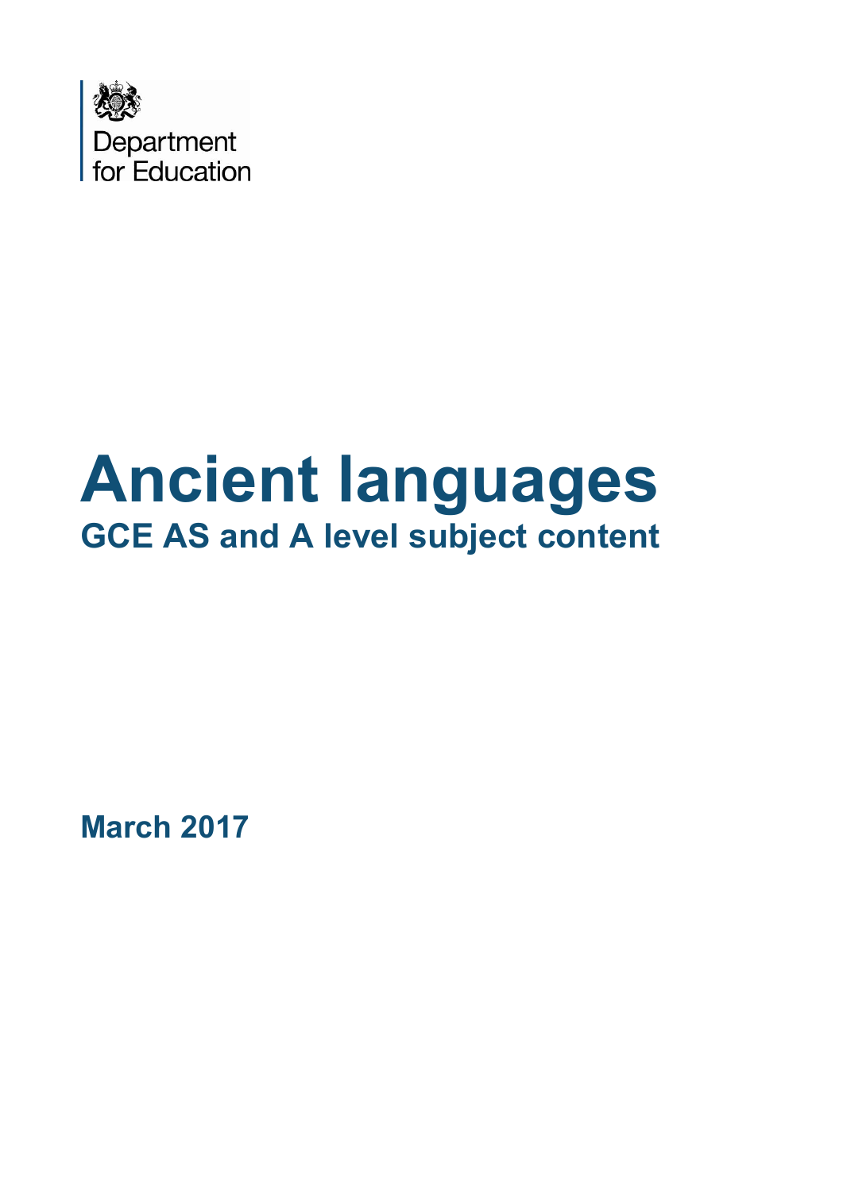Department
for Education

# Ancient languages

## GCE AS and A level subject content

**March 2017**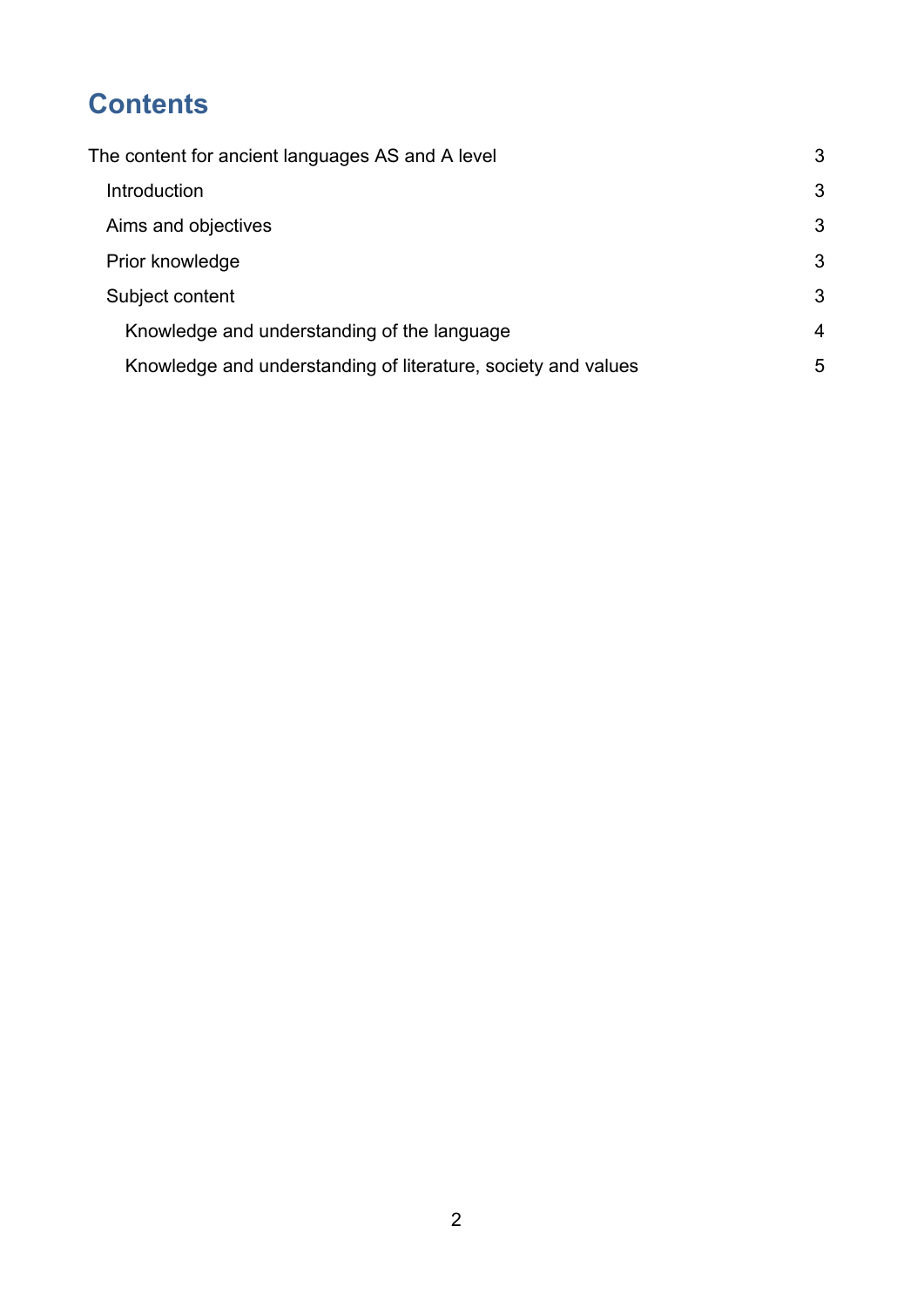# Contents

The content for ancient languages AS and A level 3

- Introduction 3
- Aims and objectives 3
- Prior knowledge 3
- Subject content 3
  - Knowledge and understanding of the language 4
  - Knowledge and understanding of literature, society and values 5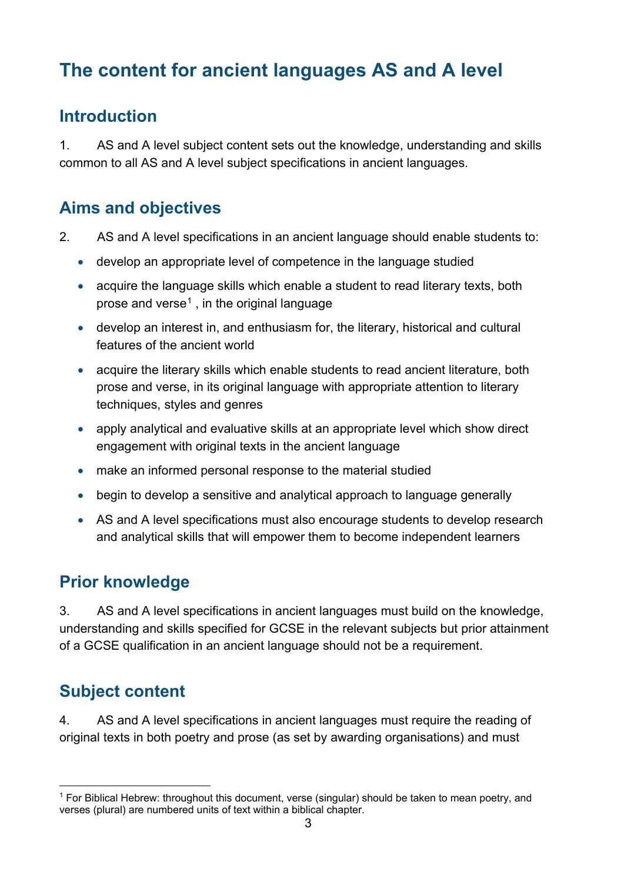# The content for ancient languages AS and A level

## Introduction

1. AS and A level subject content sets out the knowledge, understanding and skills common to all AS and A level subject specifications in ancient languages.

## Aims and objectives

2. AS and A level specifications in an ancient language should enable students to:

- develop an appropriate level of competence in the language studied
- acquire the language skills which enable a student to read literary texts, both prose and verse[1] , in the original language
- develop an interest in, and enthusiasm for, the literary, historical and cultural features of the ancient world
- acquire the literary skills which enable students to read ancient literature, both prose and verse, in its original language with appropriate attention to literary techniques, styles and genres
- apply analytical and evaluative skills at an appropriate level which show direct engagement with original texts in the ancient language
- make an informed personal response to the material studied
- begin to develop a sensitive and analytical approach to language generally
- AS and A level specifications must also encourage students to develop research and analytical skills that will empower them to become independent learners

## Prior knowledge

3. AS and A level specifications in ancient languages must build on the knowledge, understanding and skills specified for GCSE in the relevant subjects but prior attainment of a GCSE qualification in an ancient language should not be a requirement.

## Subject content

4. AS and A level specifications in ancient languages must require the reading of original texts in both poetry and prose (as set by awarding organisations) and must

---

[1] For Biblical Hebrew: throughout this document, verse (singular) should be taken to mean poetry, and verses (plural) are numbered units of text within a biblical chapter.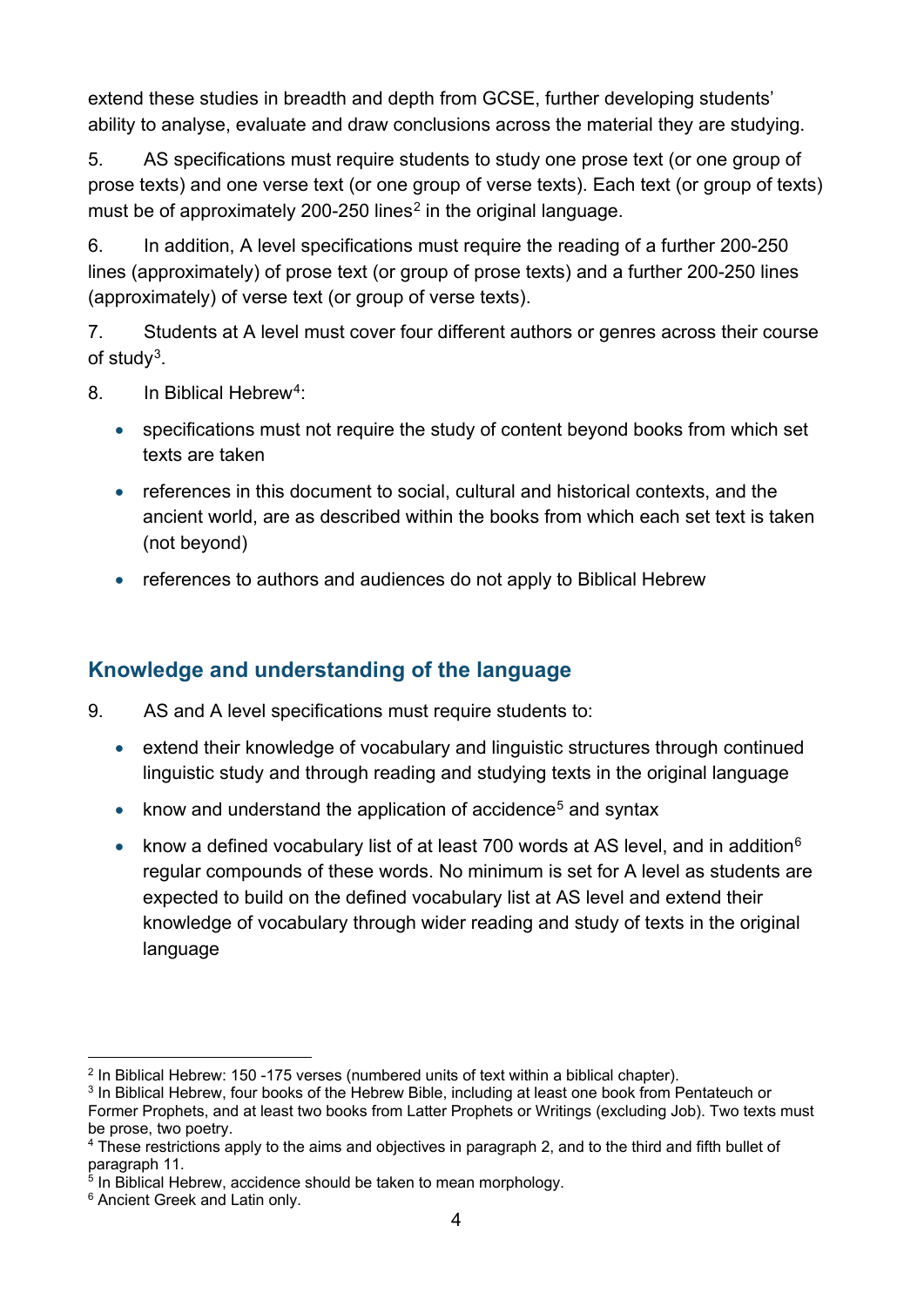extend these studies in breadth and depth from GCSE, further developing students' ability to analyse, evaluate and draw conclusions across the material they are studying.

5. AS specifications must require students to study one prose text (or one group of prose texts) and one verse text (or one group of verse texts). Each text (or group of texts) must be of approximately 200-250 lines[2] in the original language.

6. In addition, A level specifications must require the reading of a further 200-250 lines (approximately) of prose text (or group of prose texts) and a further 200-250 lines (approximately) of verse text (or group of verse texts).

7. Students at A level must cover four different authors or genres across their course of study[3].

8. In Biblical Hebrew[4]:

- specifications must not require the study of content beyond books from which set texts are taken
- references in this document to social, cultural and historical contexts, and the ancient world, are as described within the books from which each set text is taken (not beyond)
- references to authors and audiences do not apply to Biblical Hebrew

## Knowledge and understanding of the language

9. AS and A level specifications must require students to:

- extend their knowledge of vocabulary and linguistic structures through continued linguistic study and through reading and studying texts in the original language
- know and understand the application of accidence[5] and syntax
- know a defined vocabulary list of at least 700 words at AS level, and in addition[6] regular compounds of these words. No minimum is set for A level as students are expected to build on the defined vocabulary list at AS level and extend their knowledge of vocabulary through wider reading and study of texts in the original language

---

[2] In Biblical Hebrew: 150 -175 verses (numbered units of text within a biblical chapter).

[3] In Biblical Hebrew, four books of the Hebrew Bible, including at least one book from Pentateuch or Former Prophets, and at least two books from Latter Prophets or Writings (excluding Job). Two texts must be prose, two poetry.

[4] These restrictions apply to the aims and objectives in paragraph 2, and to the third and fifth bullet of paragraph 11.

[5] In Biblical Hebrew, accidence should be taken to mean morphology.

[6] Ancient Greek and Latin only.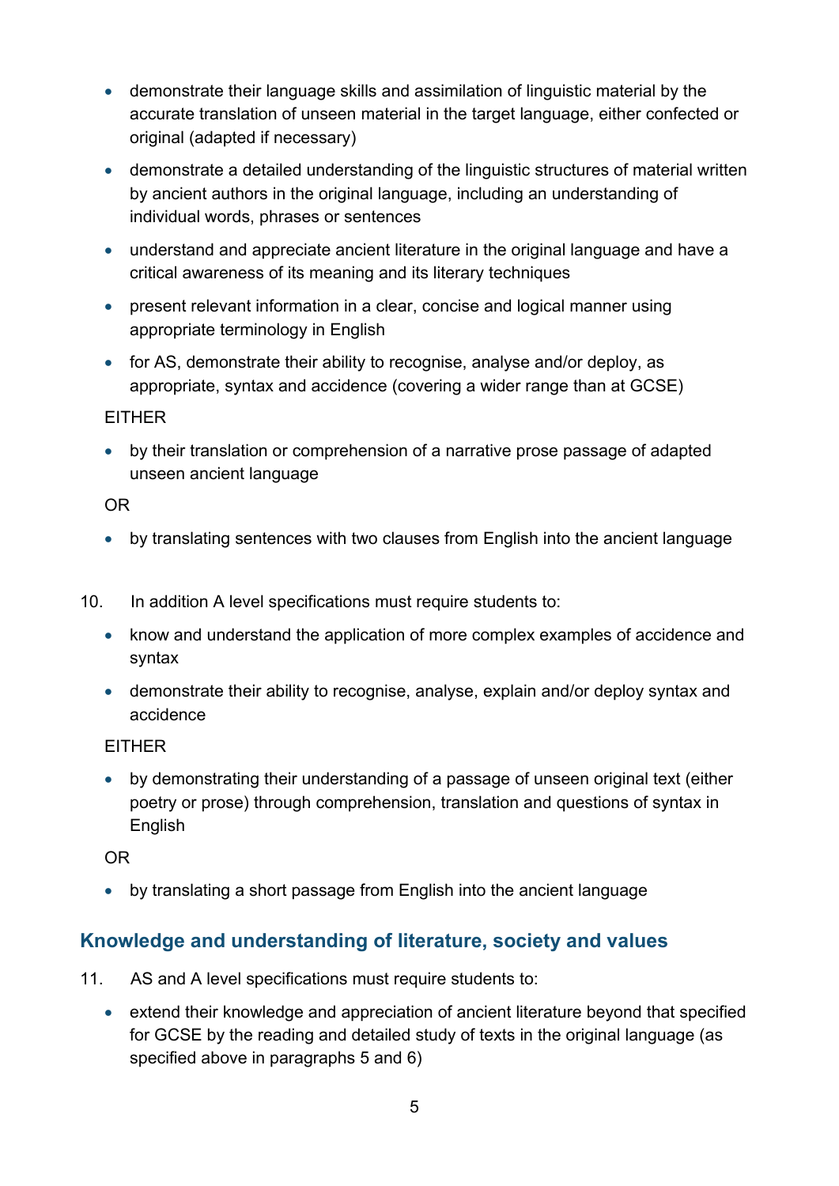- demonstrate their language skills and assimilation of linguistic material by the accurate translation of unseen material in the target language, either confected or original (adapted if necessary)
- demonstrate a detailed understanding of the linguistic structures of material written by ancient authors in the original language, including an understanding of individual words, phrases or sentences
- understand and appreciate ancient literature in the original language and have a critical awareness of its meaning and its literary techniques
- present relevant information in a clear, concise and logical manner using appropriate terminology in English
- for AS, demonstrate their ability to recognise, analyse and/or deploy, as appropriate, syntax and accidence (covering a wider range than at GCSE)

EITHER

- by their translation or comprehension of a narrative prose passage of adapted unseen ancient language

OR

- by translating sentences with two clauses from English into the ancient language

10. In addition A level specifications must require students to:

- know and understand the application of more complex examples of accidence and syntax
- demonstrate their ability to recognise, analyse, explain and/or deploy syntax and accidence

EITHER

- by demonstrating their understanding of a passage of unseen original text (either poetry or prose) through comprehension, translation and questions of syntax in English

OR

- by translating a short passage from English into the ancient language

## Knowledge and understanding of literature, society and values

11. AS and A level specifications must require students to:

- extend their knowledge and appreciation of ancient literature beyond that specified for GCSE by the reading and detailed study of texts in the original language (as specified above in paragraphs 5 and 6)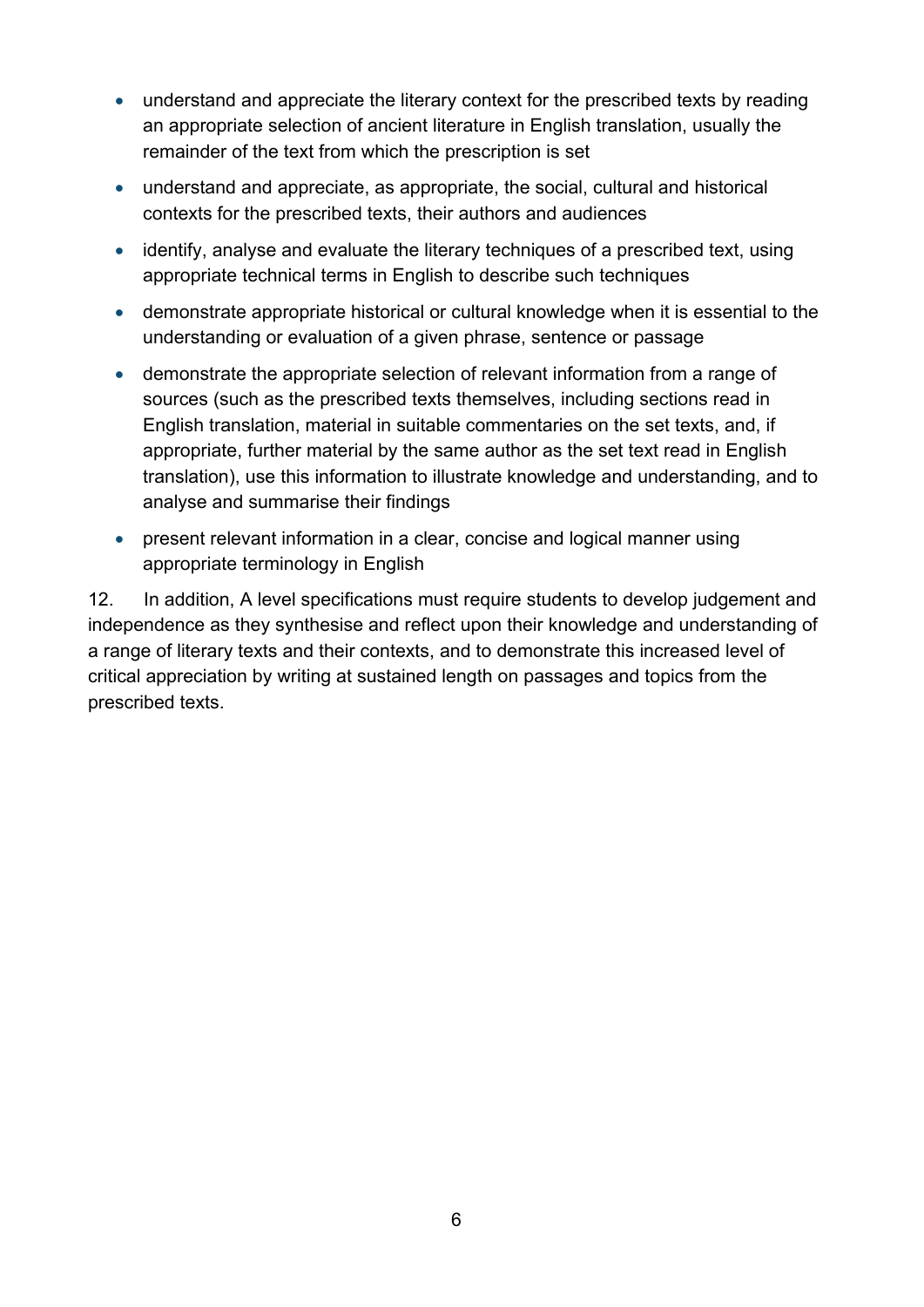- understand and appreciate the literary context for the prescribed texts by reading an appropriate selection of ancient literature in English translation, usually the remainder of the text from which the prescription is set
- understand and appreciate, as appropriate, the social, cultural and historical contexts for the prescribed texts, their authors and audiences
- identify, analyse and evaluate the literary techniques of a prescribed text, using appropriate technical terms in English to describe such techniques
- demonstrate appropriate historical or cultural knowledge when it is essential to the understanding or evaluation of a given phrase, sentence or passage
- demonstrate the appropriate selection of relevant information from a range of sources (such as the prescribed texts themselves, including sections read in English translation, material in suitable commentaries on the set texts, and, if appropriate, further material by the same author as the set text read in English translation), use this information to illustrate knowledge and understanding, and to analyse and summarise their findings
- present relevant information in a clear, concise and logical manner using appropriate terminology in English

12. In addition, A level specifications must require students to develop judgement and independence as they synthesise and reflect upon their knowledge and understanding of a range of literary texts and their contexts, and to demonstrate this increased level of critical appreciation by writing at sustained length on passages and topics from the prescribed texts.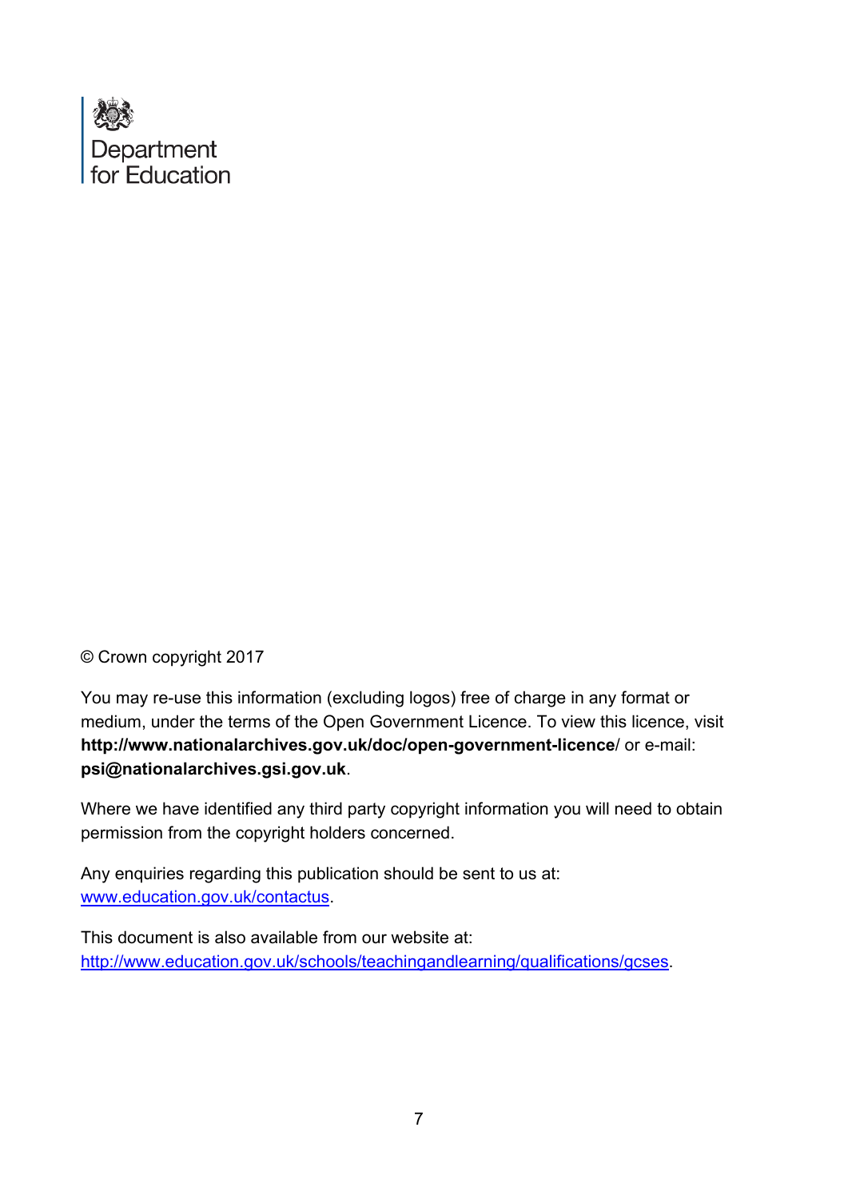Department
for Education

© Crown copyright 2017

You may re-use this information (excluding logos) free of charge in any format or medium, under the terms of the Open Government Licence. To view this licence, visit **http://www.nationalarchives.gov.uk/doc/open-government-licence**/ or e-mail: **psi@nationalarchives.gsi.gov.uk**.

Where we have identified any third party copyright information you will need to obtain permission from the copyright holders concerned.

Any enquiries regarding this publication should be sent to us at: [www.education.gov.uk/contactus](www.education.gov.uk/contactus).

This document is also available from our website at: [http://www.education.gov.uk/schools/teachingandlearning/qualifications/gcses](http://www.education.gov.uk/schools/teachingandlearning/qualifications/gcses).